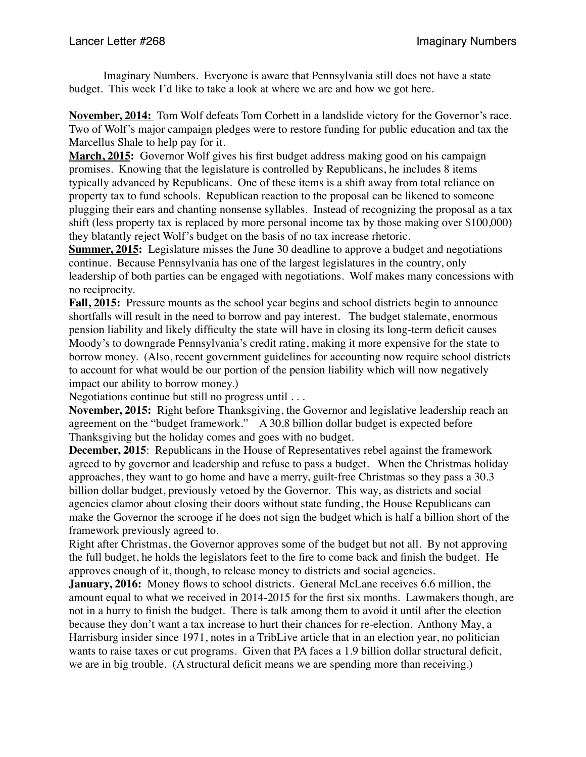Imaginary Numbers. Everyone is aware that Pennsylvania still does not have a state budget. This week I'd like to take a look at where we are and how we got here.

**November, 2014:** Tom Wolf defeats Tom Corbett in a landslide victory for the Governor's race. Two of Wolf's major campaign pledges were to restore funding for public education and tax the Marcellus Shale to help pay for it.

**March, 2015:** Governor Wolf gives his first budget address making good on his campaign promises. Knowing that the legislature is controlled by Republicans, he includes 8 items typically advanced by Republicans. One of these items is a shift away from total reliance on property tax to fund schools. Republican reaction to the proposal can be likened to someone plugging their ears and chanting nonsense syllables. Instead of recognizing the proposal as a tax shift (less property tax is replaced by more personal income tax by those making over $100,000) they blatantly reject Wolf's budget on the basis of no tax increase rhetoric.

**Summer, 2015:** Legislature misses the June 30 deadline to approve a budget and negotiations continue. Because Pennsylvania has one of the largest legislatures in the country, only leadership of both parties can be engaged with negotiations. Wolf makes many concessions with no reciprocity.

**Fall, 2015:** Pressure mounts as the school year begins and school districts begin to announce shortfalls will result in the need to borrow and pay interest. The budget stalemate, enormous pension liability and likely difficulty the state will have in closing its long-term deficit causes Moody's to downgrade Pennsylvania's credit rating, making it more expensive for the state to borrow money. (Also, recent government guidelines for accounting now require school districts to account for what would be our portion of the pension liability which will now negatively impact our ability to borrow money.)

Negotiations continue but still no progress until . . .

**November, 2015:** Right before Thanksgiving, the Governor and legislative leadership reach an agreement on the "budget framework." A 30.8 billion dollar budget is expected before Thanksgiving but the holiday comes and goes with no budget.

**December, 2015**: Republicans in the House of Representatives rebel against the framework agreed to by governor and leadership and refuse to pass a budget. When the Christmas holiday approaches, they want to go home and have a merry, guilt-free Christmas so they pass a 30.3 billion dollar budget, previously vetoed by the Governor. This way, as districts and social agencies clamor about closing their doors without state funding, the House Republicans can make the Governor the scrooge if he does not sign the budget which is half a billion short of the framework previously agreed to.

Right after Christmas, the Governor approves some of the budget but not all. By not approving the full budget, he holds the legislators feet to the fire to come back and finish the budget. He approves enough of it, though, to release money to districts and social agencies.

**January, 2016:** Money flows to school districts. General McLane receives 6.6 million, the amount equal to what we received in 2014-2015 for the first six months. Lawmakers though, are not in a hurry to finish the budget. There is talk among them to avoid it until after the election because they don't want a tax increase to hurt their chances for re-election. Anthony May, a Harrisburg insider since 1971, notes in a TribLive article that in an election year, no politician wants to raise taxes or cut programs. Given that PA faces a 1.9 billion dollar structural deficit, we are in big trouble. (A structural deficit means we are spending more than receiving.)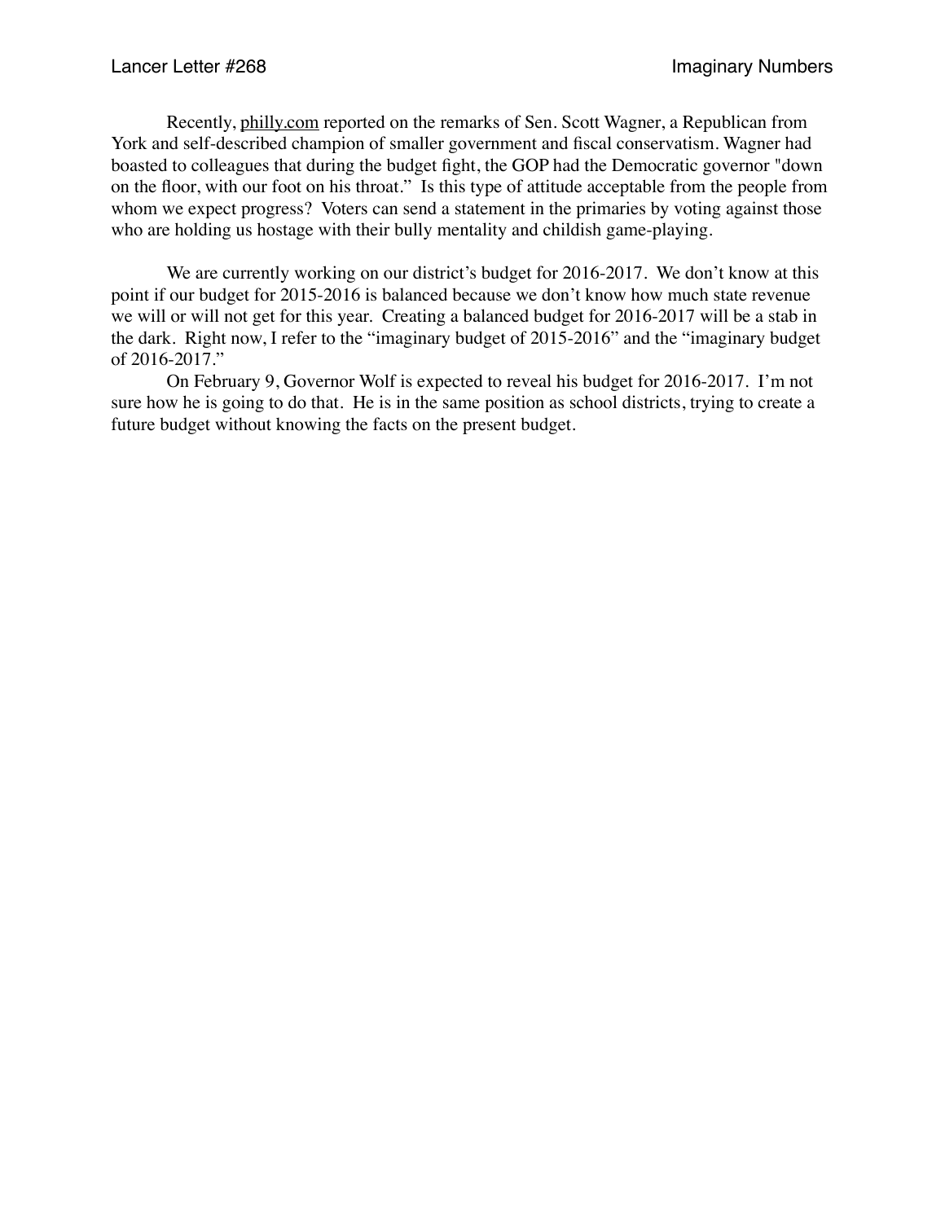Recently, philly.com reported on the remarks of Sen. Scott Wagner, a Republican from York and self-described champion of smaller government and fiscal conservatism. Wagner had boasted to colleagues that during the budget fight, the GOP had the Democratic governor "down on the floor, with our foot on his throat." Is this type of attitude acceptable from the people from whom we expect progress? Voters can send a statement in the primaries by voting against those who are holding us hostage with their bully mentality and childish game-playing.

We are currently working on our district's budget for 2016-2017. We don't know at this point if our budget for 2015-2016 is balanced because we don't know how much state revenue we will or will not get for this year. Creating a balanced budget for 2016-2017 will be a stab in the dark. Right now, I refer to the "imaginary budget of 2015-2016" and the "imaginary budget of 2016-2017."

On February 9, Governor Wolf is expected to reveal his budget for 2016-2017. I'm not sure how he is going to do that. He is in the same position as school districts, trying to create a future budget without knowing the facts on the present budget.